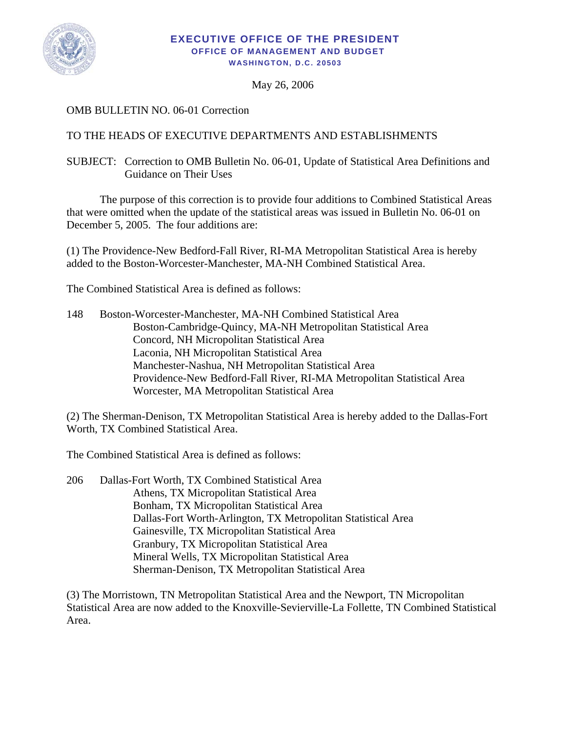**EXECUTIVE OFFICE OF THE PRESIDENT**
**OFFICE OF MANAGEMENT AND BUDGET**
**WASHINGTON, D.C. 20503**

May 26, 2006

OMB BULLETIN NO. 06-01 Correction

TO THE HEADS OF EXECUTIVE DEPARTMENTS AND ESTABLISHMENTS

SUBJECT: Correction to OMB Bulletin No. 06-01, Update of Statistical Area Definitions and Guidance on Their Uses

The purpose of this correction is to provide four additions to Combined Statistical Areas that were omitted when the update of the statistical areas was issued in Bulletin No. 06-01 on December 5, 2005. The four additions are:

(1) The Providence-New Bedford-Fall River, RI-MA Metropolitan Statistical Area is hereby added to the Boston-Worcester-Manchester, MA-NH Combined Statistical Area.

The Combined Statistical Area is defined as follows:

148 Boston-Worcester-Manchester, MA-NH Combined Statistical Area
- Boston-Cambridge-Quincy, MA-NH Metropolitan Statistical Area
- Concord, NH Micropolitan Statistical Area
- Laconia, NH Micropolitan Statistical Area
- Manchester-Nashua, NH Metropolitan Statistical Area
- Providence-New Bedford-Fall River, RI-MA Metropolitan Statistical Area
- Worcester, MA Metropolitan Statistical Area

(2) The Sherman-Denison, TX Metropolitan Statistical Area is hereby added to the Dallas-Fort Worth, TX Combined Statistical Area.

The Combined Statistical Area is defined as follows:

206 Dallas-Fort Worth, TX Combined Statistical Area
- Athens, TX Micropolitan Statistical Area
- Bonham, TX Micropolitan Statistical Area
- Dallas-Fort Worth-Arlington, TX Metropolitan Statistical Area
- Gainesville, TX Micropolitan Statistical Area
- Granbury, TX Micropolitan Statistical Area
- Mineral Wells, TX Micropolitan Statistical Area
- Sherman-Denison, TX Metropolitan Statistical Area

(3) The Morristown, TN Metropolitan Statistical Area and the Newport, TN Micropolitan Statistical Area are now added to the Knoxville-Sevierville-La Follette, TN Combined Statistical Area.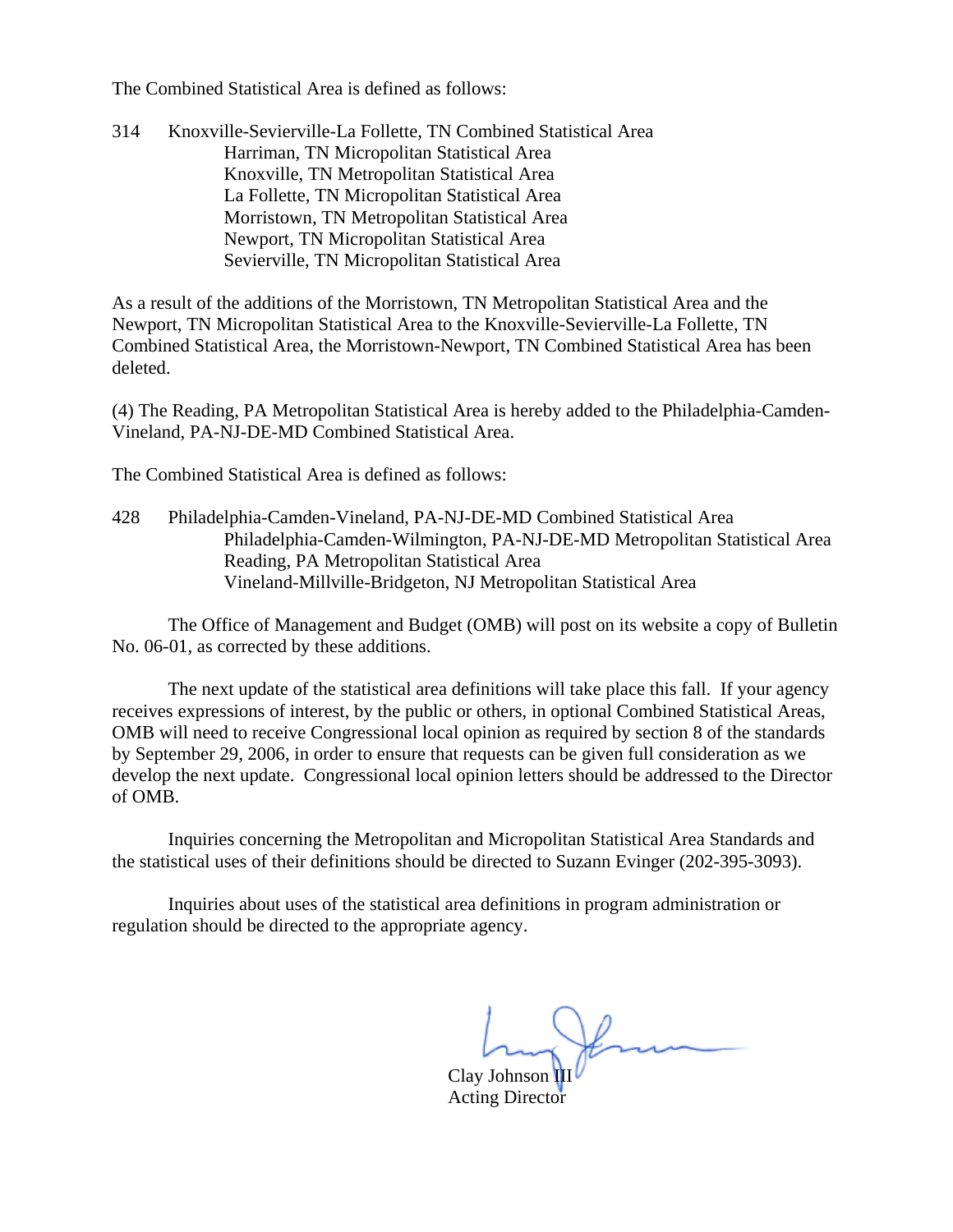The Combined Statistical Area is defined as follows:

314 Knoxville-Sevierville-La Follette, TN Combined Statistical Area
- Harriman, TN Micropolitan Statistical Area
- Knoxville, TN Metropolitan Statistical Area
- La Follette, TN Micropolitan Statistical Area
- Morristown, TN Metropolitan Statistical Area
- Newport, TN Micropolitan Statistical Area
- Sevierville, TN Micropolitan Statistical Area

As a result of the additions of the Morristown, TN Metropolitan Statistical Area and the Newport, TN Micropolitan Statistical Area to the Knoxville-Sevierville-La Follette, TN Combined Statistical Area, the Morristown-Newport, TN Combined Statistical Area has been deleted.

(4) The Reading, PA Metropolitan Statistical Area is hereby added to the Philadelphia-Camden-Vineland, PA-NJ-DE-MD Combined Statistical Area.

The Combined Statistical Area is defined as follows:

428 Philadelphia-Camden-Vineland, PA-NJ-DE-MD Combined Statistical Area
- Philadelphia-Camden-Wilmington, PA-NJ-DE-MD Metropolitan Statistical Area
- Reading, PA Metropolitan Statistical Area
- Vineland-Millville-Bridgeton, NJ Metropolitan Statistical Area

The Office of Management and Budget (OMB) will post on its website a copy of Bulletin No. 06-01, as corrected by these additions.

The next update of the statistical area definitions will take place this fall. If your agency receives expressions of interest, by the public or others, in optional Combined Statistical Areas, OMB will need to receive Congressional local opinion as required by section 8 of the standards by September 29, 2006, in order to ensure that requests can be given full consideration as we develop the next update. Congressional local opinion letters should be addressed to the Director of OMB.

Inquiries concerning the Metropolitan and Micropolitan Statistical Area Standards and the statistical uses of their definitions should be directed to Suzann Evinger (202-395-3093).

Inquiries about uses of the statistical area definitions in program administration or regulation should be directed to the appropriate agency.

Clay Johnson III
Acting Director